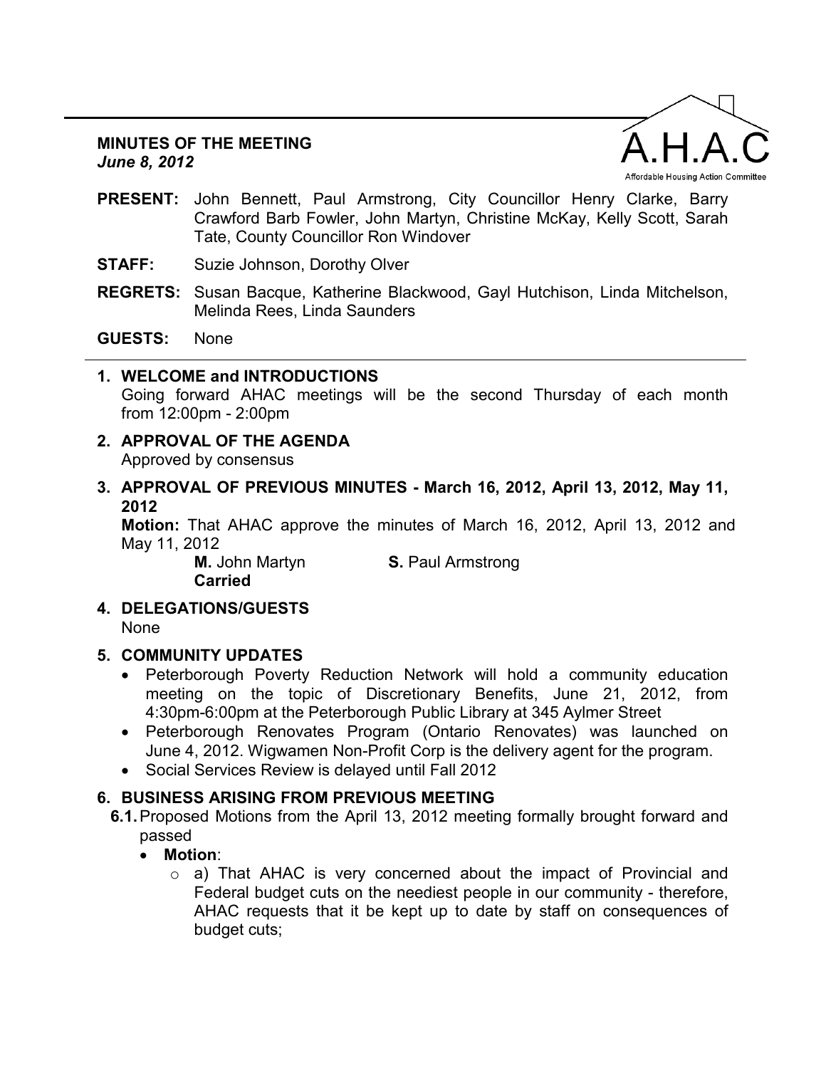**MINUTES OF THE MEETING**
***June 8, 2012***

A.H.A.C
Affordable Housing Action Committee

**PRESENT:** John Bennett, Paul Armstrong, City Councillor Henry Clarke, Barry Crawford Barb Fowler, John Martyn, Christine McKay, Kelly Scott, Sarah Tate, County Councillor Ron Windover

**STAFF:** Suzie Johnson, Dorothy Olver

**REGRETS:** Susan Bacque, Katherine Blackwood, Gayl Hutchison, Linda Mitchelson, Melinda Rees, Linda Saunders

**GUESTS:** None

---

1. **WELCOME and INTRODUCTIONS**
   Going forward AHAC meetings will be the second Thursday of each month from 12:00pm - 2:00pm

2. **APPROVAL OF THE AGENDA**
   Approved by consensus

3. **APPROVAL OF PREVIOUS MINUTES - March 16, 2012, April 13, 2012, May 11, 2012**
   **Motion:** That AHAC approve the minutes of March 16, 2012, April 13, 2012 and May 11, 2012
   **M.** John Martyn **S.** Paul Armstrong
   **Carried**

4. **DELEGATIONS/GUESTS**
   None

5. **COMMUNITY UPDATES**
   - Peterborough Poverty Reduction Network will hold a community education meeting on the topic of Discretionary Benefits, June 21, 2012, from 4:30pm-6:00pm at the Peterborough Public Library at 345 Aylmer Street
   - Peterborough Renovates Program (Ontario Renovates) was launched on June 4, 2012. Wigwamen Non-Profit Corp is the delivery agent for the program.
   - Social Services Review is delayed until Fall 2012

6. **BUSINESS ARISING FROM PREVIOUS MEETING**
   **6.1.** Proposed Motions from the April 13, 2012 meeting formally brought forward and passed
   - **Motion**:
     - a) That AHAC is very concerned about the impact of Provincial and Federal budget cuts on the neediest people in our community - therefore, AHAC requests that it be kept up to date by staff on consequences of budget cuts;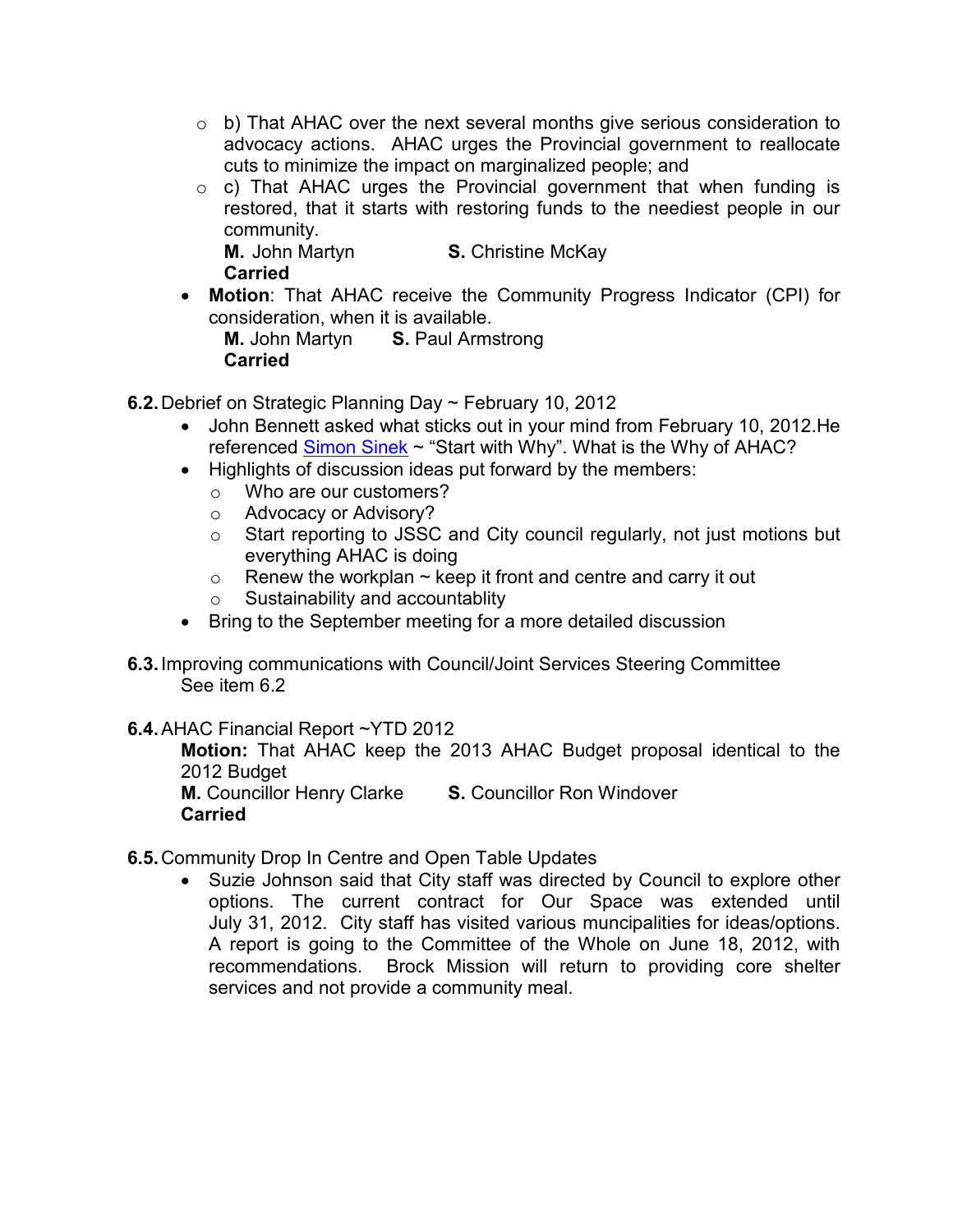- b) That AHAC over the next several months give serious consideration to advocacy actions. AHAC urges the Provincial government to reallocate cuts to minimize the impact on marginalized people; and
  - c) That AHAC urges the Provincial government that when funding is restored, that it starts with restoring funds to the neediest people in our community.

    **M.** John Martyn **S.** Christine McKay
    **Carried**

- **Motion**: That AHAC receive the Community Progress Indicator (CPI) for consideration, when it is available.

  **M.** John Martyn **S.** Paul Armstrong
  **Carried**

**6.2.** Debrief on Strategic Planning Day ~ February 10, 2012

- John Bennett asked what sticks out in your mind from February 10, 2012.He referenced [Simon Sinek] ~ “Start with Why”. What is the Why of AHAC?
- Highlights of discussion ideas put forward by the members:
  - Who are our customers?
  - Advocacy or Advisory?
  - Start reporting to JSSC and City council regularly, not just motions but everything AHAC is doing
  - Renew the workplan ~ keep it front and centre and carry it out
  - Sustainability and accountablity
- Bring to the September meeting for a more detailed discussion

**6.3.** Improving communications with Council/Joint Services Steering Committee

See item 6.2

**6.4.** AHAC Financial Report ~YTD 2012

**Motion:** That AHAC keep the 2013 AHAC Budget proposal identical to the 2012 Budget

**M.** Councillor Henry Clarke **S.** Councillor Ron Windover
**Carried**

**6.5.** Community Drop In Centre and Open Table Updates

- Suzie Johnson said that City staff was directed by Council to explore other options. The current contract for Our Space was extended until July 31, 2012. City staff has visited various muncipalities for ideas/options. A report is going to the Committee of the Whole on June 18, 2012, with recommendations. Brock Mission will return to providing core shelter services and not provide a community meal.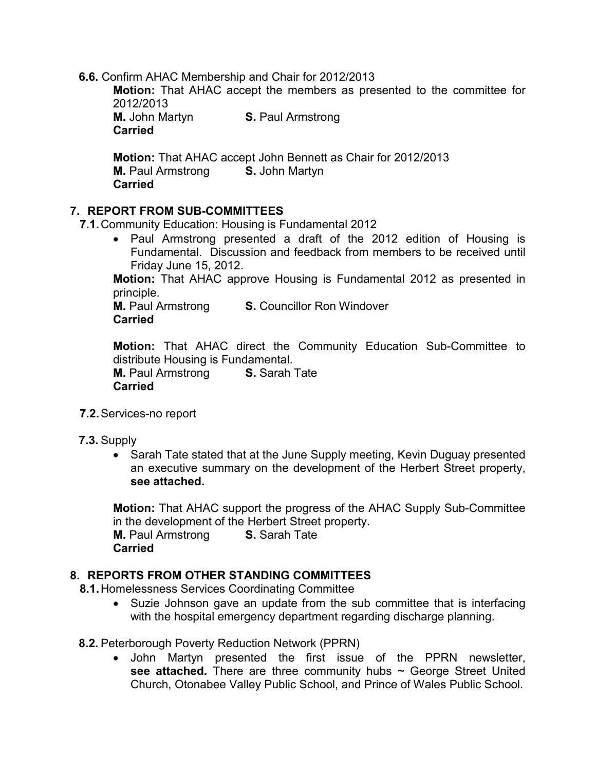**6.6.** Confirm AHAC Membership and Chair for 2012/2013

**Motion:** That AHAC accept the members as presented to the committee for 2012/2013
**M.** John Martyn **S.** Paul Armstrong
**Carried**

**Motion:** That AHAC accept John Bennett as Chair for 2012/2013
**M.** Paul Armstrong **S.** John Martyn
**Carried**

## 7. REPORT FROM SUB-COMMITTEES

**7.1.** Community Education: Housing is Fundamental 2012

- Paul Armstrong presented a draft of the 2012 edition of Housing is Fundamental. Discussion and feedback from members to be received until Friday June 15, 2012.

**Motion:** That AHAC approve Housing is Fundamental 2012 as presented in principle.
**M.** Paul Armstrong **S.** Councillor Ron Windover
**Carried**

**Motion:** That AHAC direct the Community Education Sub-Committee to distribute Housing is Fundamental.
**M.** Paul Armstrong **S.** Sarah Tate
**Carried**

**7.2.** Services-no report

**7.3.** Supply

- Sarah Tate stated that at the June Supply meeting, Kevin Duguay presented an executive summary on the development of the Herbert Street property, **see attached.**

**Motion:** That AHAC support the progress of the AHAC Supply Sub-Committee in the development of the Herbert Street property.
**M.** Paul Armstrong **S.** Sarah Tate
**Carried**

## 8. REPORTS FROM OTHER STANDING COMMITTEES

**8.1.** Homelessness Services Coordinating Committee

- Suzie Johnson gave an update from the sub committee that is interfacing with the hospital emergency department regarding discharge planning.

**8.2.** Peterborough Poverty Reduction Network (PPRN)

- John Martyn presented the first issue of the PPRN newsletter, **see attached.** There are three community hubs ~ George Street United Church, Otonabee Valley Public School, and Prince of Wales Public School.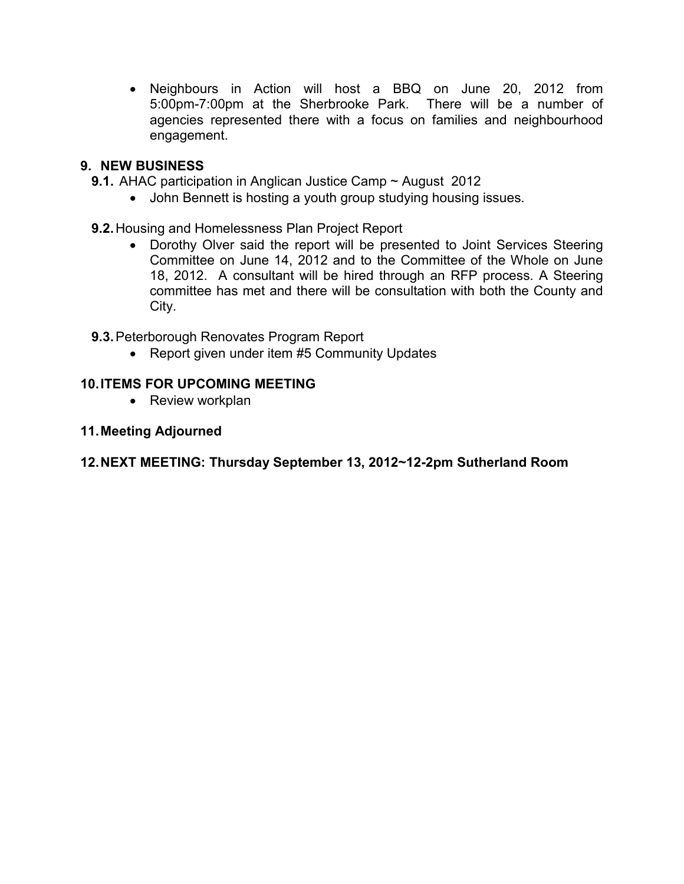- Neighbours in Action will host a BBQ on June 20, 2012 from 5:00pm-7:00pm at the Sherbrooke Park. There will be a number of agencies represented there with a focus on families and neighbourhood engagement.

## 9. NEW BUSINESS

**9.1.** AHAC participation in Anglican Justice Camp ~ August 2012

- John Bennett is hosting a youth group studying housing issues.

**9.2.** Housing and Homelessness Plan Project Report

- Dorothy Olver said the report will be presented to Joint Services Steering Committee on June 14, 2012 and to the Committee of the Whole on June 18, 2012. A consultant will be hired through an RFP process. A Steering committee has met and there will be consultation with both the County and City.

**9.3.** Peterborough Renovates Program Report

- Report given under item #5 Community Updates

## 10. ITEMS FOR UPCOMING MEETING

- Review workplan

## 11. Meeting Adjourned

## 12. NEXT MEETING: Thursday September 13, 2012~12-2pm Sutherland Room